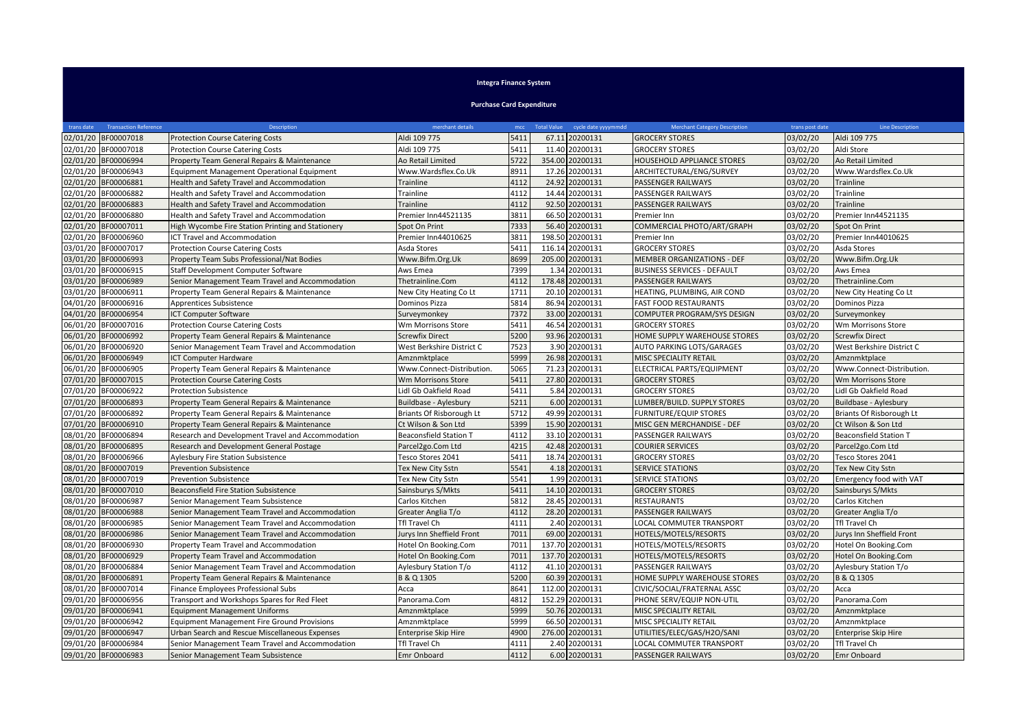# Integra Finance System

## Purchase Card Expenditure

| trans date | Transaction Reference | Description | merchant details | mcc | Total Value | cycle date yyyymmdd | Merchant Category Description | trans post date | Line Description |
|---|---|---|---|---|---|---|---|---|---|
| 02/01/20 | BF00007018 | Protection Course Catering Costs | Aldi 109 775 | 5411 | 67.11 | 20200131 | GROCERY STORES | 03/02/20 | Aldi 109 775 |
| 02/01/20 | BF00007018 | Protection Course Catering Costs | Aldi 109 775 | 5411 | 11.40 | 20200131 | GROCERY STORES | 03/02/20 | Aldi Store |
| 02/01/20 | BF00006994 | Property Team General Repairs & Maintenance | Ao Retail Limited | 5722 | 354.00 | 20200131 | HOUSEHOLD APPLIANCE STORES | 03/02/20 | Ao Retail Limited |
| 02/01/20 | BF00006943 | Equipment Management Operational Equipment | Www.Wardsflex.Co.Uk | 8911 | 17.26 | 20200131 | ARCHITECTURAL/ENG/SURVEY | 03/02/20 | Www.Wardsflex.Co.Uk |
| 02/01/20 | BF00006881 | Health and Safety Travel and Accommodation | Trainline | 4112 | 24.92 | 20200131 | PASSENGER RAILWAYS | 03/02/20 | Trainline |
| 02/01/20 | BF00006882 | Health and Safety Travel and Accommodation | Trainline | 4112 | 14.44 | 20200131 | PASSENGER RAILWAYS | 03/02/20 | Trainline |
| 02/01/20 | BF00006883 | Health and Safety Travel and Accommodation | Trainline | 4112 | 92.50 | 20200131 | PASSENGER RAILWAYS | 03/02/20 | Trainline |
| 02/01/20 | BF00006880 | Health and Safety Travel and Accommodation | Premier Inn44521135 | 3811 | 66.50 | 20200131 | Premier Inn | 03/02/20 | Premier Inn44521135 |
| 02/01/20 | BF00007011 | High Wycombe Fire Station Printing and Stationery | Spot On Print | 7333 | 56.40 | 20200131 | COMMERCIAL PHOTO/ART/GRAPH | 03/02/20 | Spot On Print |
| 02/01/20 | BF00006960 | ICT Travel and Accommodation | Premier Inn44010625 | 3811 | 198.50 | 20200131 | Premier Inn | 03/02/20 | Premier Inn44010625 |
| 03/01/20 | BF00007017 | Protection Course Catering Costs | Asda Stores | 5411 | 116.14 | 20200131 | GROCERY STORES | 03/02/20 | Asda Stores |
| 03/01/20 | BF00006993 | Property Team Subs Professional/Nat Bodies | Www.Bifm.Org.Uk | 8699 | 205.00 | 20200131 | MEMBER ORGANIZATIONS - DEF | 03/02/20 | Www.Bifm.Org.Uk |
| 03/01/20 | BF00006915 | Staff Development Computer Software | Aws Emea | 7399 | 1.34 | 20200131 | BUSINESS SERVICES - DEFAULT | 03/02/20 | Aws Emea |
| 03/01/20 | BF00006989 | Senior Management Team Travel and Accommodation | Thetrainline.Com | 4112 | 178.48 | 20200131 | PASSENGER RAILWAYS | 03/02/20 | Thetrainline.Com |
| 03/01/20 | BF00006911 | Property Team General Repairs & Maintenance | New City Heating Co Lt | 1711 | 20.10 | 20200131 | HEATING, PLUMBING, AIR COND | 03/02/20 | New City Heating Co Lt |
| 04/01/20 | BF00006916 | Apprentices Subsistence | Dominos Pizza | 5814 | 86.94 | 20200131 | FAST FOOD RESTAURANTS | 03/02/20 | Dominos Pizza |
| 04/01/20 | BF00006954 | ICT Computer Software | Surveymonkey | 7372 | 33.00 | 20200131 | COMPUTER PROGRAM/SYS DESIGN | 03/02/20 | Surveymonkey |
| 06/01/20 | BF00007016 | Protection Course Catering Costs | Wm Morrisons Store | 5411 | 46.54 | 20200131 | GROCERY STORES | 03/02/20 | Wm Morrisons Store |
| 06/01/20 | BF00006992 | Property Team General Repairs & Maintenance | Screwfix Direct | 5200 | 93.96 | 20200131 | HOME SUPPLY WAREHOUSE STORES | 03/02/20 | Screwfix Direct |
| 06/01/20 | BF00006920 | Senior Management Team Travel and Accommodation | West Berkshire District C | 7523 | 3.90 | 20200131 | AUTO PARKING LOTS/GARAGES | 03/02/20 | West Berkshire District C |
| 06/01/20 | BF00006949 | ICT Computer Hardware | Amznmktplace | 5999 | 26.98 | 20200131 | MISC SPECIALITY RETAIL | 03/02/20 | Amznmktplace |
| 06/01/20 | BF00006905 | Property Team General Repairs & Maintenance | Www.Connect-Distribution. | 5065 | 71.23 | 20200131 | ELECTRICAL PARTS/EQUIPMENT | 03/02/20 | Www.Connect-Distribution. |
| 07/01/20 | BF00007015 | Protection Course Catering Costs | Wm Morrisons Store | 5411 | 27.80 | 20200131 | GROCERY STORES | 03/02/20 | Wm Morrisons Store |
| 07/01/20 | BF00006922 | Protection Subsistence | Lidl Gb Oakfield Road | 5411 | 5.84 | 20200131 | GROCERY STORES | 03/02/20 | Lidl Gb Oakfield Road |
| 07/01/20 | BF00006893 | Property Team General Repairs & Maintenance | Buildbase - Aylesbury | 5211 | 6.00 | 20200131 | LUMBER/BUILD. SUPPLY STORES | 03/02/20 | Buildbase - Aylesbury |
| 07/01/20 | BF00006892 | Property Team General Repairs & Maintenance | Briants Of Risborough Lt | 5712 | 49.99 | 20200131 | FURNITURE/EQUIP STORES | 03/02/20 | Briants Of Risborough Lt |
| 07/01/20 | BF00006910 | Property Team General Repairs & Maintenance | Ct Wilson & Son Ltd | 5399 | 15.90 | 20200131 | MISC GEN MERCHANDISE - DEF | 03/02/20 | Ct Wilson & Son Ltd |
| 08/01/20 | BF00006894 | Research and Development Travel and Accommodation | Beaconsfield Station T | 4112 | 33.10 | 20200131 | PASSENGER RAILWAYS | 03/02/20 | Beaconsfield Station T |
| 08/01/20 | BF00006895 | Research and Development General Postage | Parcel2go.Com Ltd | 4215 | 42.48 | 20200131 | COURIER SERVICES | 03/02/20 | Parcel2go.Com Ltd |
| 08/01/20 | BF00006966 | Aylesbury Fire Station Subsistence | Tesco Stores 2041 | 5411 | 18.74 | 20200131 | GROCERY STORES | 03/02/20 | Tesco Stores 2041 |
| 08/01/20 | BF00007019 | Prevention Subsistence | Tex New City Sstn | 5541 | 4.18 | 20200131 | SERVICE STATIONS | 03/02/20 | Tex New City Sstn |
| 08/01/20 | BF00007019 | Prevention Subsistence | Tex New City Sstn | 5541 | 1.99 | 20200131 | SERVICE STATIONS | 03/02/20 | Emergency food with VAT |
| 08/01/20 | BF00007010 | Beaconsfield Fire Station Subsistence | Sainsburys S/Mkts | 5411 | 14.10 | 20200131 | GROCERY STORES | 03/02/20 | Sainsburys S/Mkts |
| 08/01/20 | BF00006987 | Senior Management Team Subsistence | Carlos Kitchen | 5812 | 28.45 | 20200131 | RESTAURANTS | 03/02/20 | Carlos Kitchen |
| 08/01/20 | BF00006988 | Senior Management Team Travel and Accommodation | Greater Anglia T/o | 4112 | 28.20 | 20200131 | PASSENGER RAILWAYS | 03/02/20 | Greater Anglia T/o |
| 08/01/20 | BF00006985 | Senior Management Team Travel and Accommodation | Tfl Travel Ch | 4111 | 2.40 | 20200131 | LOCAL COMMUTER TRANSPORT | 03/02/20 | Tfl Travel Ch |
| 08/01/20 | BF00006986 | Senior Management Team Travel and Accommodation | Jurys Inn Sheffield Front | 7011 | 69.00 | 20200131 | HOTELS/MOTELS/RESORTS | 03/02/20 | Jurys Inn Sheffield Front |
| 08/01/20 | BF00006930 | Property Team Travel and Accommodation | Hotel On Booking.Com | 7011 | 137.70 | 20200131 | HOTELS/MOTELS/RESORTS | 03/02/20 | Hotel On Booking.Com |
| 08/01/20 | BF00006929 | Property Team Travel and Accommodation | Hotel On Booking.Com | 7011 | 137.70 | 20200131 | HOTELS/MOTELS/RESORTS | 03/02/20 | Hotel On Booking.Com |
| 08/01/20 | BF00006884 | Senior Management Team Travel and Accommodation | Aylesbury Station T/o | 4112 | 41.10 | 20200131 | PASSENGER RAILWAYS | 03/02/20 | Aylesbury Station T/o |
| 08/01/20 | BF00006891 | Property Team General Repairs & Maintenance | B & Q 1305 | 5200 | 60.39 | 20200131 | HOME SUPPLY WAREHOUSE STORES | 03/02/20 | B & Q 1305 |
| 08/01/20 | BF00007014 | Finance Employees Professional Subs | Acca | 8641 | 112.00 | 20200131 | CIVIC/SOCIAL/FRATERNAL ASSC | 03/02/20 | Acca |
| 09/01/20 | BF00006956 | Transport and Workshops Spares for Red Fleet | Panorama.Com | 4812 | 152.29 | 20200131 | PHONE SERV/EQUIP NON-UTIL | 03/02/20 | Panorama.Com |
| 09/01/20 | BF00006941 | Equipment Management Uniforms | Amznmktplace | 5999 | 50.76 | 20200131 | MISC SPECIALITY RETAIL | 03/02/20 | Amznmktplace |
| 09/01/20 | BF00006942 | Equipment Management Fire Ground Provisions | Amznmktplace | 5999 | 66.50 | 20200131 | MISC SPECIALITY RETAIL | 03/02/20 | Amznmktplace |
| 09/01/20 | BF00006947 | Urban Search and Rescue Miscellaneous Expenses | Enterprise Skip Hire | 4900 | 276.00 | 20200131 | UTILITIES/ELEC/GAS/H2O/SANI | 03/02/20 | Enterprise Skip Hire |
| 09/01/20 | BF00006984 | Senior Management Team Travel and Accommodation | Tfl Travel Ch | 4111 | 2.40 | 20200131 | LOCAL COMMUTER TRANSPORT | 03/02/20 | Tfl Travel Ch |
| 09/01/20 | BF00006983 | Senior Management Team Subsistence | Emr Onboard | 4112 | 6.00 | 20200131 | PASSENGER RAILWAYS | 03/02/20 | Emr Onboard |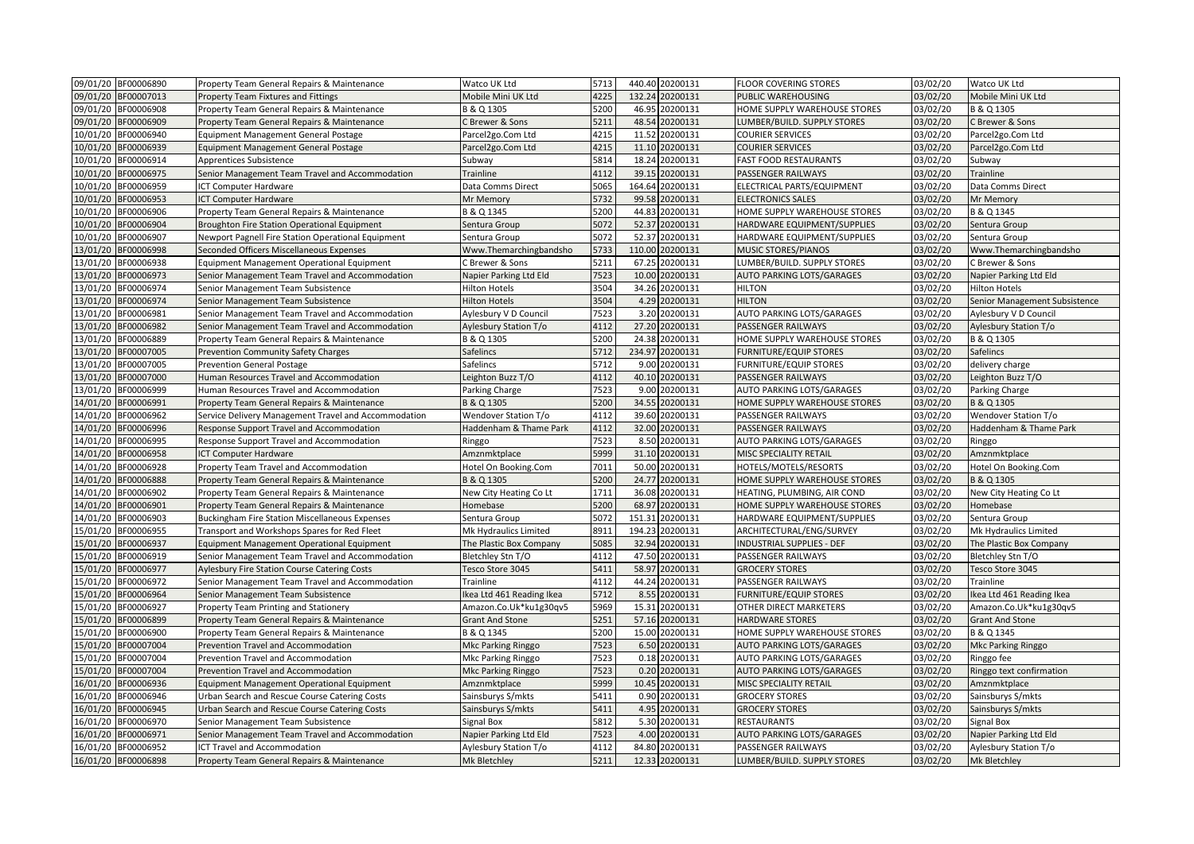| 09/01/20 | BF00006890 | Property Team General Repairs & Maintenance | Watco UK Ltd | 5713 | 440.40 | 20200131 | FLOOR COVERING STORES | 03/02/20 | Watco UK Ltd |
|---|---|---|---|---|---|---|---|---|---|
| 09/01/20 | BF00007013 | Property Team Fixtures and Fittings | Mobile Mini UK Ltd | 4225 | 132.24 | 20200131 | PUBLIC WAREHOUSING | 03/02/20 | Mobile Mini UK Ltd |
| 09/01/20 | BF00006908 | Property Team General Repairs & Maintenance | B & Q 1305 | 5200 | 46.95 | 20200131 | HOME SUPPLY WAREHOUSE STORES | 03/02/20 | B & Q 1305 |
| 09/01/20 | BF00006909 | Property Team General Repairs & Maintenance | C Brewer & Sons | 5211 | 48.54 | 20200131 | LUMBER/BUILD. SUPPLY STORES | 03/02/20 | C Brewer & Sons |
| 10/01/20 | BF00006940 | Equipment Management General Postage | Parcel2go.Com Ltd | 4215 | 11.52 | 20200131 | COURIER SERVICES | 03/02/20 | Parcel2go.Com Ltd |
| 10/01/20 | BF00006939 | Equipment Management General Postage | Parcel2go.Com Ltd | 4215 | 11.10 | 20200131 | COURIER SERVICES | 03/02/20 | Parcel2go.Com Ltd |
| 10/01/20 | BF00006914 | Apprentices Subsistence | Subway | 5814 | 18.24 | 20200131 | FAST FOOD RESTAURANTS | 03/02/20 | Subway |
| 10/01/20 | BF00006975 | Senior Management Team Travel and Accommodation | Trainline | 4112 | 39.15 | 20200131 | PASSENGER RAILWAYS | 03/02/20 | Trainline |
| 10/01/20 | BF00006959 | ICT Computer Hardware | Data Comms Direct | 5065 | 164.64 | 20200131 | ELECTRICAL PARTS/EQUIPMENT | 03/02/20 | Data Comms Direct |
| 10/01/20 | BF00006953 | ICT Computer Hardware | Mr Memory | 5732 | 99.58 | 20200131 | ELECTRONICS SALES | 03/02/20 | Mr Memory |
| 10/01/20 | BF00006906 | Property Team General Repairs & Maintenance | B & Q 1345 | 5200 | 44.83 | 20200131 | HOME SUPPLY WAREHOUSE STORES | 03/02/20 | B & Q 1345 |
| 10/01/20 | BF00006904 | Broughton Fire Station Operational Equipment | Sentura Group | 5072 | 52.37 | 20200131 | HARDWARE EQUIPMENT/SUPPLIES | 03/02/20 | Sentura Group |
| 10/01/20 | BF00006907 | Newport Pagnell Fire Station Operational Equipment | Sentura Group | 5072 | 52.37 | 20200131 | HARDWARE EQUIPMENT/SUPPLIES | 03/02/20 | Sentura Group |
| 13/01/20 | BF00006998 | Seconded Officers Miscellaneous Expenses | Www.Themarchingbandsho | 5733 | 110.00 | 20200131 | MUSIC STORES/PIANOS | 03/02/20 | Www.Themarchingbandsho |
| 13/01/20 | BF00006938 | Equipment Management Operational Equipment | C Brewer & Sons | 5211 | 67.25 | 20200131 | LUMBER/BUILD. SUPPLY STORES | 03/02/20 | C Brewer & Sons |
| 13/01/20 | BF00006973 | Senior Management Team Travel and Accommodation | Napier Parking Ltd Eld | 7523 | 10.00 | 20200131 | AUTO PARKING LOTS/GARAGES | 03/02/20 | Napier Parking Ltd Eld |
| 13/01/20 | BF00006974 | Senior Management Team Subsistence | Hilton Hotels | 3504 | 34.26 | 20200131 | HILTON | 03/02/20 | Hilton Hotels |
| 13/01/20 | BF00006974 | Senior Management Team Subsistence | Hilton Hotels | 3504 | 4.29 | 20200131 | HILTON | 03/02/20 | Senior Management Subsistence |
| 13/01/20 | BF00006981 | Senior Management Team Travel and Accommodation | Aylesbury V D Council | 7523 | 3.20 | 20200131 | AUTO PARKING LOTS/GARAGES | 03/02/20 | Aylesbury V D Council |
| 13/01/20 | BF00006982 | Senior Management Team Travel and Accommodation | Aylesbury Station T/o | 4112 | 27.20 | 20200131 | PASSENGER RAILWAYS | 03/02/20 | Aylesbury Station T/o |
| 13/01/20 | BF00006889 | Property Team General Repairs & Maintenance | B & Q 1305 | 5200 | 24.38 | 20200131 | HOME SUPPLY WAREHOUSE STORES | 03/02/20 | B & Q 1305 |
| 13/01/20 | BF00007005 | Prevention Community Safety Charges | Safelincs | 5712 | 234.97 | 20200131 | FURNITURE/EQUIP STORES | 03/02/20 | Safelincs |
| 13/01/20 | BF00007005 | Prevention General Postage | Safelincs | 5712 | 9.00 | 20200131 | FURNITURE/EQUIP STORES | 03/02/20 | delivery charge |
| 13/01/20 | BF00007000 | Human Resources Travel and Accommodation | Leighton Buzz T/O | 4112 | 40.10 | 20200131 | PASSENGER RAILWAYS | 03/02/20 | Leighton Buzz T/O |
| 13/01/20 | BF00006999 | Human Resources Travel and Accommodation | Parking Charge | 7523 | 9.00 | 20200131 | AUTO PARKING LOTS/GARAGES | 03/02/20 | Parking Charge |
| 14/01/20 | BF00006991 | Property Team General Repairs & Maintenance | B & Q 1305 | 5200 | 34.55 | 20200131 | HOME SUPPLY WAREHOUSE STORES | 03/02/20 | B & Q 1305 |
| 14/01/20 | BF00006962 | Service Delivery Management Travel and Accommodation | Wendover Station T/o | 4112 | 39.60 | 20200131 | PASSENGER RAILWAYS | 03/02/20 | Wendover Station T/o |
| 14/01/20 | BF00006996 | Response Support Travel and Accommodation | Haddenham & Thame Park | 4112 | 32.00 | 20200131 | PASSENGER RAILWAYS | 03/02/20 | Haddenham & Thame Park |
| 14/01/20 | BF00006995 | Response Support Travel and Accommodation | Ringgo | 7523 | 8.50 | 20200131 | AUTO PARKING LOTS/GARAGES | 03/02/20 | Ringgo |
| 14/01/20 | BF00006958 | ICT Computer Hardware | Amznmktplace | 5999 | 31.10 | 20200131 | MISC SPECIALITY RETAIL | 03/02/20 | Amznmktplace |
| 14/01/20 | BF00006928 | Property Team Travel and Accommodation | Hotel On Booking.Com | 7011 | 50.00 | 20200131 | HOTELS/MOTELS/RESORTS | 03/02/20 | Hotel On Booking.Com |
| 14/01/20 | BF00006888 | Property Team General Repairs & Maintenance | B & Q 1305 | 5200 | 24.77 | 20200131 | HOME SUPPLY WAREHOUSE STORES | 03/02/20 | B & Q 1305 |
| 14/01/20 | BF00006902 | Property Team General Repairs & Maintenance | New City Heating Co Lt | 1711 | 36.08 | 20200131 | HEATING, PLUMBING, AIR COND | 03/02/20 | New City Heating Co Lt |
| 14/01/20 | BF00006901 | Property Team General Repairs & Maintenance | Homebase | 5200 | 68.97 | 20200131 | HOME SUPPLY WAREHOUSE STORES | 03/02/20 | Homebase |
| 14/01/20 | BF00006903 | Buckingham Fire Station Miscellaneous Expenses | Sentura Group | 5072 | 151.31 | 20200131 | HARDWARE EQUIPMENT/SUPPLIES | 03/02/20 | Sentura Group |
| 15/01/20 | BF00006955 | Transport and Workshops Spares for Red Fleet | Mk Hydraulics Limited | 8911 | 194.23 | 20200131 | ARCHITECTURAL/ENG/SURVEY | 03/02/20 | Mk Hydraulics Limited |
| 15/01/20 | BF00006937 | Equipment Management Operational Equipment | The Plastic Box Company | 5085 | 32.94 | 20200131 | INDUSTRIAL SUPPLIES - DEF | 03/02/20 | The Plastic Box Company |
| 15/01/20 | BF00006919 | Senior Management Team Travel and Accommodation | Bletchley Stn T/O | 4112 | 47.50 | 20200131 | PASSENGER RAILWAYS | 03/02/20 | Bletchley Stn T/O |
| 15/01/20 | BF00006977 | Aylesbury Fire Station Course Catering Costs | Tesco Store 3045 | 5411 | 58.97 | 20200131 | GROCERY STORES | 03/02/20 | Tesco Store 3045 |
| 15/01/20 | BF00006972 | Senior Management Team Travel and Accommodation | Trainline | 4112 | 44.24 | 20200131 | PASSENGER RAILWAYS | 03/02/20 | Trainline |
| 15/01/20 | BF00006964 | Senior Management Team Subsistence | Ikea Ltd 461 Reading Ikea | 5712 | 8.55 | 20200131 | FURNITURE/EQUIP STORES | 03/02/20 | Ikea Ltd 461 Reading Ikea |
| 15/01/20 | BF00006927 | Property Team Printing and Stationery | Amazon.Co.Uk*ku1g30qv5 | 5969 | 15.31 | 20200131 | OTHER DIRECT MARKETERS | 03/02/20 | Amazon.Co.Uk*ku1g30qv5 |
| 15/01/20 | BF00006899 | Property Team General Repairs & Maintenance | Grant And Stone | 5251 | 57.16 | 20200131 | HARDWARE STORES | 03/02/20 | Grant And Stone |
| 15/01/20 | BF00006900 | Property Team General Repairs & Maintenance | B & Q 1345 | 5200 | 15.00 | 20200131 | HOME SUPPLY WAREHOUSE STORES | 03/02/20 | B & Q 1345 |
| 15/01/20 | BF00007004 | Prevention Travel and Accommodation | Mkc Parking Ringgo | 7523 | 6.50 | 20200131 | AUTO PARKING LOTS/GARAGES | 03/02/20 | Mkc Parking Ringgo |
| 15/01/20 | BF00007004 | Prevention Travel and Accommodation | Mkc Parking Ringgo | 7523 | 0.18 | 20200131 | AUTO PARKING LOTS/GARAGES | 03/02/20 | Ringgo fee |
| 15/01/20 | BF00007004 | Prevention Travel and Accommodation | Mkc Parking Ringgo | 7523 | 0.20 | 20200131 | AUTO PARKING LOTS/GARAGES | 03/02/20 | Ringgo text confirmation |
| 16/01/20 | BF00006936 | Equipment Management Operational Equipment | Amznmktplace | 5999 | 10.45 | 20200131 | MISC SPECIALITY RETAIL | 03/02/20 | Amznmktplace |
| 16/01/20 | BF00006946 | Urban Search and Rescue Course Catering Costs | Sainsburys S/mkts | 5411 | 0.90 | 20200131 | GROCERY STORES | 03/02/20 | Sainsburys S/mkts |
| 16/01/20 | BF00006945 | Urban Search and Rescue Course Catering Costs | Sainsburys S/mkts | 5411 | 4.95 | 20200131 | GROCERY STORES | 03/02/20 | Sainsburys S/mkts |
| 16/01/20 | BF00006970 | Senior Management Team Subsistence | Signal Box | 5812 | 5.30 | 20200131 | RESTAURANTS | 03/02/20 | Signal Box |
| 16/01/20 | BF00006971 | Senior Management Team Travel and Accommodation | Napier Parking Ltd Eld | 7523 | 4.00 | 20200131 | AUTO PARKING LOTS/GARAGES | 03/02/20 | Napier Parking Ltd Eld |
| 16/01/20 | BF00006952 | ICT Travel and Accommodation | Aylesbury Station T/o | 4112 | 84.80 | 20200131 | PASSENGER RAILWAYS | 03/02/20 | Aylesbury Station T/o |
| 16/01/20 | BF00006898 | Property Team General Repairs & Maintenance | Mk Bletchley | 5211 | 12.33 | 20200131 | LUMBER/BUILD. SUPPLY STORES | 03/02/20 | Mk Bletchley |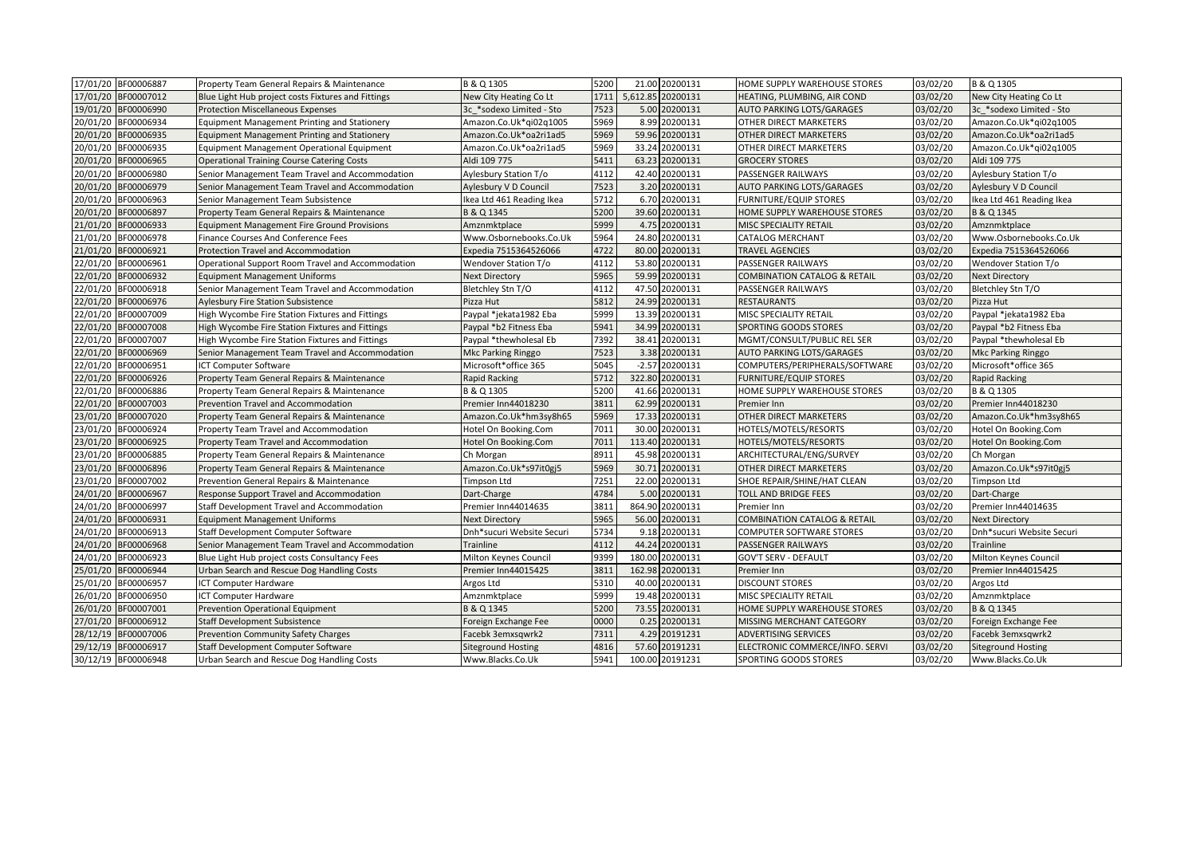| | | | | | | | | |
|---|---|---|---|---|---|---|---|---|
| 17/01/20 | BF00006887 | Property Team General Repairs & Maintenance | B & Q 1305 | 5200 | 21.00 | 20200131 | HOME SUPPLY WAREHOUSE STORES | 03/02/20 | B & Q 1305 |
| 17/01/20 | BF00007012 | Blue Light Hub project costs Fixtures and Fittings | New City Heating Co Lt | 1711 | 5,612.85 | 20200131 | HEATING, PLUMBING, AIR COND | 03/02/20 | New City Heating Co Lt |
| 19/01/20 | BF00006990 | Protection Miscellaneous Expenses | 3c_*sodexo Limited - Sto | 7523 | 5.00 | 20200131 | AUTO PARKING LOTS/GARAGES | 03/02/20 | 3c_*sodexo Limited - Sto |
| 20/01/20 | BF00006934 | Equipment Management Printing and Stationery | Amazon.Co.Uk*qi02q1005 | 5969 | 8.99 | 20200131 | OTHER DIRECT MARKETERS | 03/02/20 | Amazon.Co.Uk*qi02q1005 |
| 20/01/20 | BF00006935 | Equipment Management Printing and Stationery | Amazon.Co.Uk*oa2ri1ad5 | 5969 | 59.96 | 20200131 | OTHER DIRECT MARKETERS | 03/02/20 | Amazon.Co.Uk*oa2ri1ad5 |
| 20/01/20 | BF00006935 | Equipment Management Operational Equipment | Amazon.Co.Uk*oa2ri1ad5 | 5969 | 33.24 | 20200131 | OTHER DIRECT MARKETERS | 03/02/20 | Amazon.Co.Uk*qi02q1005 |
| 20/01/20 | BF00006965 | Operational Training Course Catering Costs | Aldi 109 775 | 5411 | 63.23 | 20200131 | GROCERY STORES | 03/02/20 | Aldi 109 775 |
| 20/01/20 | BF00006980 | Senior Management Team Travel and Accommodation | Aylesbury Station T/o | 4112 | 42.40 | 20200131 | PASSENGER RAILWAYS | 03/02/20 | Aylesbury Station T/o |
| 20/01/20 | BF00006979 | Senior Management Team Travel and Accommodation | Aylesbury V D Council | 7523 | 3.20 | 20200131 | AUTO PARKING LOTS/GARAGES | 03/02/20 | Aylesbury V D Council |
| 20/01/20 | BF00006963 | Senior Management Team Subsistence | Ikea Ltd 461 Reading Ikea | 5712 | 6.70 | 20200131 | FURNITURE/EQUIP STORES | 03/02/20 | Ikea Ltd 461 Reading Ikea |
| 20/01/20 | BF00006897 | Property Team General Repairs & Maintenance | B & Q 1345 | 5200 | 39.60 | 20200131 | HOME SUPPLY WAREHOUSE STORES | 03/02/20 | B & Q 1345 |
| 21/01/20 | BF00006933 | Equipment Management Fire Ground Provisions | Amznmktplace | 5999 | 4.75 | 20200131 | MISC SPECIALITY RETAIL | 03/02/20 | Amznmktplace |
| 21/01/20 | BF00006978 | Finance Courses And Conference Fees | Www.Osbornebooks.Co.Uk | 5964 | 24.80 | 20200131 | CATALOG MERCHANT | 03/02/20 | Www.Osbornebooks.Co.Uk |
| 21/01/20 | BF00006921 | Protection Travel and Accommodation | Expedia 7515364526066 | 4722 | 80.00 | 20200131 | TRAVEL AGENCIES | 03/02/20 | Expedia 7515364526066 |
| 22/01/20 | BF00006961 | Operational Support Room Travel and Accommodation | Wendover Station T/o | 4112 | 53.80 | 20200131 | PASSENGER RAILWAYS | 03/02/20 | Wendover Station T/o |
| 22/01/20 | BF00006932 | Equipment Management Uniforms | Next Directory | 5965 | 59.99 | 20200131 | COMBINATION CATALOG & RETAIL | 03/02/20 | Next Directory |
| 22/01/20 | BF00006918 | Senior Management Team Travel and Accommodation | Bletchley Stn T/O | 4112 | 47.50 | 20200131 | PASSENGER RAILWAYS | 03/02/20 | Bletchley Stn T/O |
| 22/01/20 | BF00006976 | Aylesbury Fire Station Subsistence | Pizza Hut | 5812 | 24.99 | 20200131 | RESTAURANTS | 03/02/20 | Pizza Hut |
| 22/01/20 | BF00007009 | High Wycombe Fire Station Fixtures and Fittings | Paypal *jekata1982 Eba | 5999 | 13.39 | 20200131 | MISC SPECIALITY RETAIL | 03/02/20 | Paypal *jekata1982 Eba |
| 22/01/20 | BF00007008 | High Wycombe Fire Station Fixtures and Fittings | Paypal *b2 Fitness Eba | 5941 | 34.99 | 20200131 | SPORTING GOODS STORES | 03/02/20 | Paypal *b2 Fitness Eba |
| 22/01/20 | BF00007007 | High Wycombe Fire Station Fixtures and Fittings | Paypal *thewholesal Eb | 7392 | 38.41 | 20200131 | MGMT/CONSULT/PUBLIC REL SER | 03/02/20 | Paypal *thewholesal Eb |
| 22/01/20 | BF00006969 | Senior Management Team Travel and Accommodation | Mkc Parking Ringgo | 7523 | 3.38 | 20200131 | AUTO PARKING LOTS/GARAGES | 03/02/20 | Mkc Parking Ringgo |
| 22/01/20 | BF00006951 | ICT Computer Software | Microsoft*office 365 | 5045 | -2.57 | 20200131 | COMPUTERS/PERIPHERALS/SOFTWARE | 03/02/20 | Microsoft*office 365 |
| 22/01/20 | BF00006926 | Property Team General Repairs & Maintenance | Rapid Racking | 5712 | 322.80 | 20200131 | FURNITURE/EQUIP STORES | 03/02/20 | Rapid Racking |
| 22/01/20 | BF00006886 | Property Team General Repairs & Maintenance | B & Q 1305 | 5200 | 41.66 | 20200131 | HOME SUPPLY WAREHOUSE STORES | 03/02/20 | B & Q 1305 |
| 22/01/20 | BF00007003 | Prevention Travel and Accommodation | Premier Inn44018230 | 3811 | 62.99 | 20200131 | Premier Inn | 03/02/20 | Premier Inn44018230 |
| 23/01/20 | BF00007020 | Property Team General Repairs & Maintenance | Amazon.Co.Uk*hm3sy8h65 | 5969 | 17.33 | 20200131 | OTHER DIRECT MARKETERS | 03/02/20 | Amazon.Co.Uk*hm3sy8h65 |
| 23/01/20 | BF00006924 | Property Team Travel and Accommodation | Hotel On Booking.Com | 7011 | 30.00 | 20200131 | HOTELS/MOTELS/RESORTS | 03/02/20 | Hotel On Booking.Com |
| 23/01/20 | BF00006925 | Property Team Travel and Accommodation | Hotel On Booking.Com | 7011 | 113.40 | 20200131 | HOTELS/MOTELS/RESORTS | 03/02/20 | Hotel On Booking.Com |
| 23/01/20 | BF00006885 | Property Team General Repairs & Maintenance | Ch Morgan | 8911 | 45.98 | 20200131 | ARCHITECTURAL/ENG/SURVEY | 03/02/20 | Ch Morgan |
| 23/01/20 | BF00006896 | Property Team General Repairs & Maintenance | Amazon.Co.Uk*s97it0gj5 | 5969 | 30.71 | 20200131 | OTHER DIRECT MARKETERS | 03/02/20 | Amazon.Co.Uk*s97it0gj5 |
| 23/01/20 | BF00007002 | Prevention General Repairs & Maintenance | Timpson Ltd | 7251 | 22.00 | 20200131 | SHOE REPAIR/SHINE/HAT CLEAN | 03/02/20 | Timpson Ltd |
| 24/01/20 | BF00006967 | Response Support Travel and Accommodation | Dart-Charge | 4784 | 5.00 | 20200131 | TOLL AND BRIDGE FEES | 03/02/20 | Dart-Charge |
| 24/01/20 | BF00006997 | Staff Development Travel and Accommodation | Premier Inn44014635 | 3811 | 864.90 | 20200131 | Premier Inn | 03/02/20 | Premier Inn44014635 |
| 24/01/20 | BF00006931 | Equipment Management Uniforms | Next Directory | 5965 | 56.00 | 20200131 | COMBINATION CATALOG & RETAIL | 03/02/20 | Next Directory |
| 24/01/20 | BF00006913 | Staff Development Computer Software | Dnh*sucuri Website Securi | 5734 | 9.18 | 20200131 | COMPUTER SOFTWARE STORES | 03/02/20 | Dnh*sucuri Website Securi |
| 24/01/20 | BF00006968 | Senior Management Team Travel and Accommodation | Trainline | 4112 | 44.24 | 20200131 | PASSENGER RAILWAYS | 03/02/20 | Trainline |
| 24/01/20 | BF00006923 | Blue Light Hub project costs Consultancy Fees | Milton Keynes Council | 9399 | 180.00 | 20200131 | GOV'T SERV - DEFAULT | 03/02/20 | Milton Keynes Council |
| 25/01/20 | BF00006944 | Urban Search and Rescue Dog Handling Costs | Premier Inn44015425 | 3811 | 162.98 | 20200131 | Premier Inn | 03/02/20 | Premier Inn44015425 |
| 25/01/20 | BF00006957 | ICT Computer Hardware | Argos Ltd | 5310 | 40.00 | 20200131 | DISCOUNT STORES | 03/02/20 | Argos Ltd |
| 26/01/20 | BF00006950 | ICT Computer Hardware | Amznmktplace | 5999 | 19.48 | 20200131 | MISC SPECIALITY RETAIL | 03/02/20 | Amznmktplace |
| 26/01/20 | BF00007001 | Prevention Operational Equipment | B & Q 1345 | 5200 | 73.55 | 20200131 | HOME SUPPLY WAREHOUSE STORES | 03/02/20 | B & Q 1345 |
| 27/01/20 | BF00006912 | Staff Development Subsistence | Foreign Exchange Fee | 0000 | 0.25 | 20200131 | MISSING MERCHANT CATEGORY | 03/02/20 | Foreign Exchange Fee |
| 28/12/19 | BF00007006 | Prevention Community Safety Charges | Facebk 3emxsqwrk2 | 7311 | 4.29 | 20191231 | ADVERTISING SERVICES | 03/02/20 | Facebk 3emxsqwrk2 |
| 29/12/19 | BF00006917 | Staff Development Computer Software | Siteground Hosting | 4816 | 57.60 | 20191231 | ELECTRONIC COMMERCE/INFO. SERVI | 03/02/20 | Siteground Hosting |
| 30/12/19 | BF00006948 | Urban Search and Rescue Dog Handling Costs | Www.Blacks.Co.Uk | 5941 | 100.00 | 20191231 | SPORTING GOODS STORES | 03/02/20 | Www.Blacks.Co.Uk |